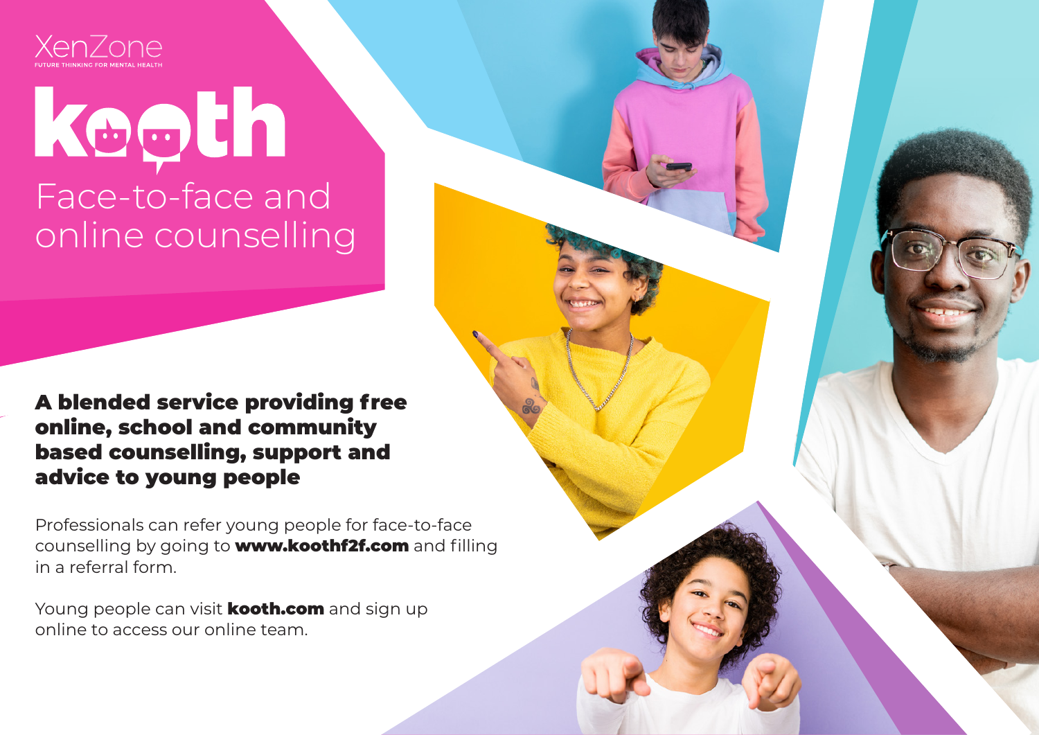XenZone

FUTURE THINKING FOR MENTAL HEALTH

# kooth

## Face-to-face and online counselling

**A blended service providing free online, school and community based counselling, support and advice to young people**

Professionals can refer young people for face-to-face counselling by going to **www.koothf2f.com** and filling in a referral form.

Young people can visit **kooth.com** and sign up online to access our online team.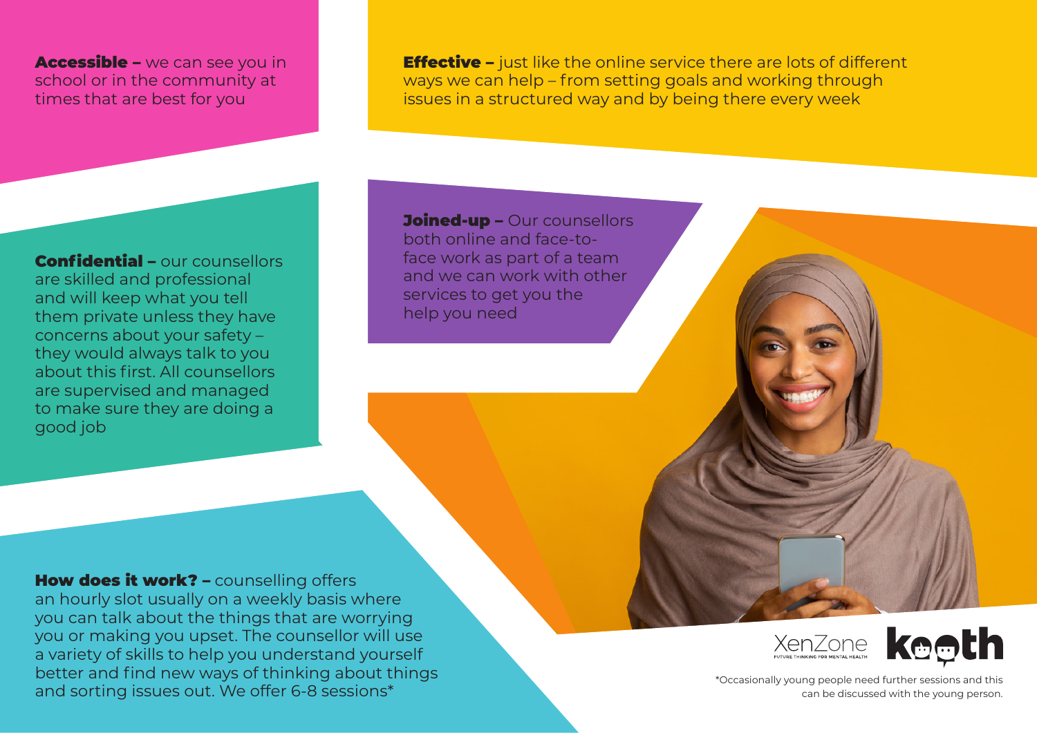**Accessible –** we can see you in school or in the community at times that are best for you

**Effective –** just like the online service there are lots of different ways we can help – from setting goals and working through issues in a structured way and by being there every week

**Confidential –** our counsellors are skilled and professional and will keep what you tell them private unless they have concerns about your safety – they would always talk to you about this first. All counsellors are supervised and managed to make sure they are doing a good job

**Joined-up –** Our counsellors both online and face-to-face work as part of a team and we can work with other services to get you the help you need

**How does it work? –** counselling offers an hourly slot usually on a weekly basis where you can talk about the things that are worrying you or making you upset. The counsellor will use a variety of skills to help you understand yourself better and find new ways of thinking about things and sorting issues out. We offer 6-8 sessions*

XenZone FUTURE THINKING FOR MENTAL HEALTH

kooth

*Occasionally young people need further sessions and this can be discussed with the young person.